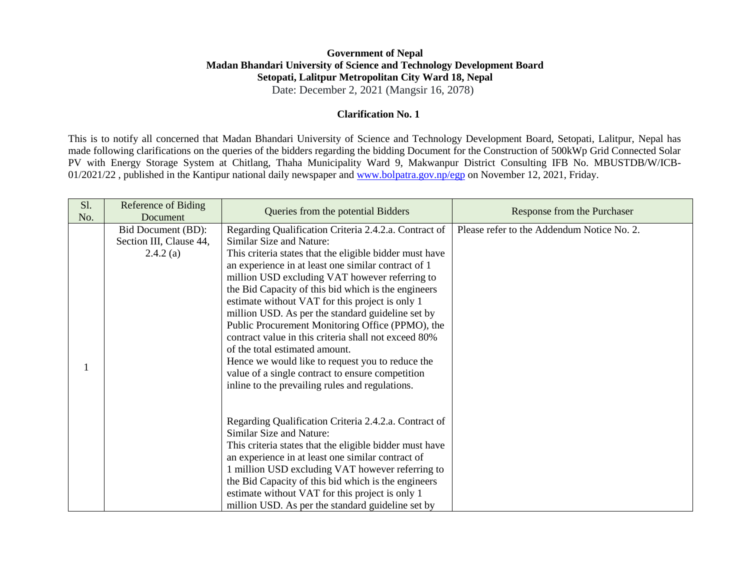**Government of Nepal**
**Madan Bhandari University of Science and Technology Development Board**
**Setopati, Lalitpur Metropolitan City Ward 18, Nepal**
Date: December 2, 2021 (Mangsir 16, 2078)

**Clarification No. 1**

This is to notify all concerned that Madan Bhandari University of Science and Technology Development Board, Setopati, Lalitpur, Nepal has made following clarifications on the queries of the bidders regarding the bidding Document for the Construction of 500kWp Grid Connected Solar PV with Energy Storage System at Chitlang, Thaha Municipality Ward 9, Makwanpur District Consulting IFB No. MBUSTDB/W/ICB-01/2021/22 , published in the Kantipur national daily newspaper and www.bolpatra.gov.np/egp on November 12, 2021, Friday.

| Sl. No. | Reference of Biding Document | Queries from the potential Bidders | Response from the Purchaser |
|---|---|---|---|
| 1 | Bid Document (BD): Section III, Clause 44, 2.4.2 (a) | Regarding Qualification Criteria 2.4.2.a. Contract of Similar Size and Nature:<br>This criteria states that the eligible bidder must have an experience in at least one similar contract of 1 million USD excluding VAT however referring to the Bid Capacity of this bid which is the engineers estimate without VAT for this project is only 1 million USD. As per the standard guideline set by Public Procurement Monitoring Office (PPMO), the contract value in this criteria shall not exceed 80% of the total estimated amount.<br>Hence we would like to request you to reduce the value of a single contract to ensure competition inline to the prevailing rules and regulations.<br><br>Regarding Qualification Criteria 2.4.2.a. Contract of Similar Size and Nature:<br>This criteria states that the eligible bidder must have an experience in at least one similar contract of 1 million USD excluding VAT however referring to the Bid Capacity of this bid which is the engineers estimate without VAT for this project is only 1 million USD. As per the standard guideline set by | Please refer to the Addendum Notice No. 2. |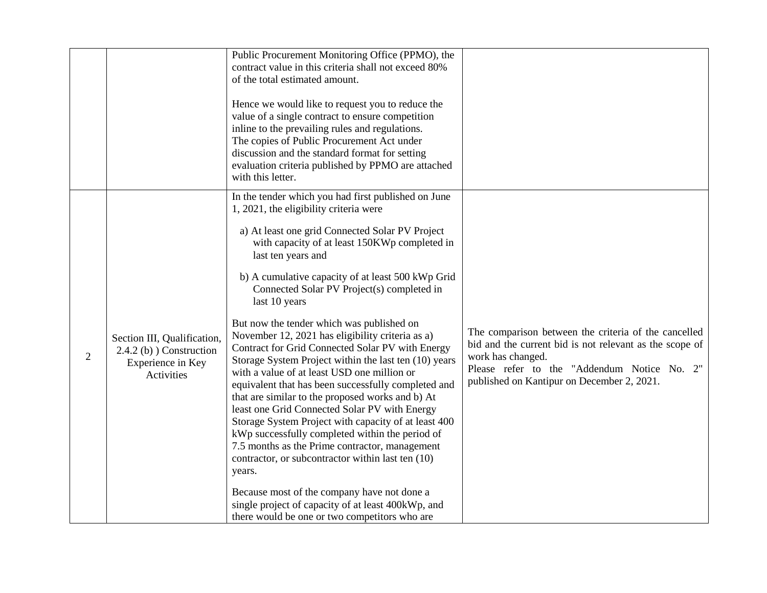| | | | |
|---|---|---|---|
| | | Public Procurement Monitoring Office (PPMO), the contract value in this criteria shall not exceed 80% of the total estimated amount.<br><br>Hence we would like to request you to reduce the value of a single contract to ensure competition inline to the prevailing rules and regulations.<br>The copies of Public Procurement Act under discussion and the standard format for setting evaluation criteria published by PPMO are attached with this letter. | |
| 2 | Section III, Qualification, 2.4.2 (b) ) Construction Experience in Key Activities | In the tender which you had first published on June 1, 2021, the eligibility criteria were<br><br>a) At least one grid Connected Solar PV Project with capacity of at least 150KWp completed in last ten years and<br><br>b) A cumulative capacity of at least 500 kWp Grid Connected Solar PV Project(s) completed in last 10 years<br><br>But now the tender which was published on November 12, 2021 has eligibility criteria as a) Contract for Grid Connected Solar PV with Energy Storage System Project within the last ten (10) years with a value of at least USD one million or equivalent that has been successfully completed and that are similar to the proposed works and b) At least one Grid Connected Solar PV with Energy Storage System Project with capacity of at least 400 kWp successfully completed within the period of 7.5 months as the Prime contractor, management contractor, or subcontractor within last ten (10) years.<br><br>Because most of the company have not done a single project of capacity of at least 400kWp, and there would be one or two competitors who are | The comparison between the criteria of the cancelled bid and the current bid is not relevant as the scope of work has changed.<br>Please refer to the "Addendum Notice No. 2" published on Kantipur on December 2, 2021. |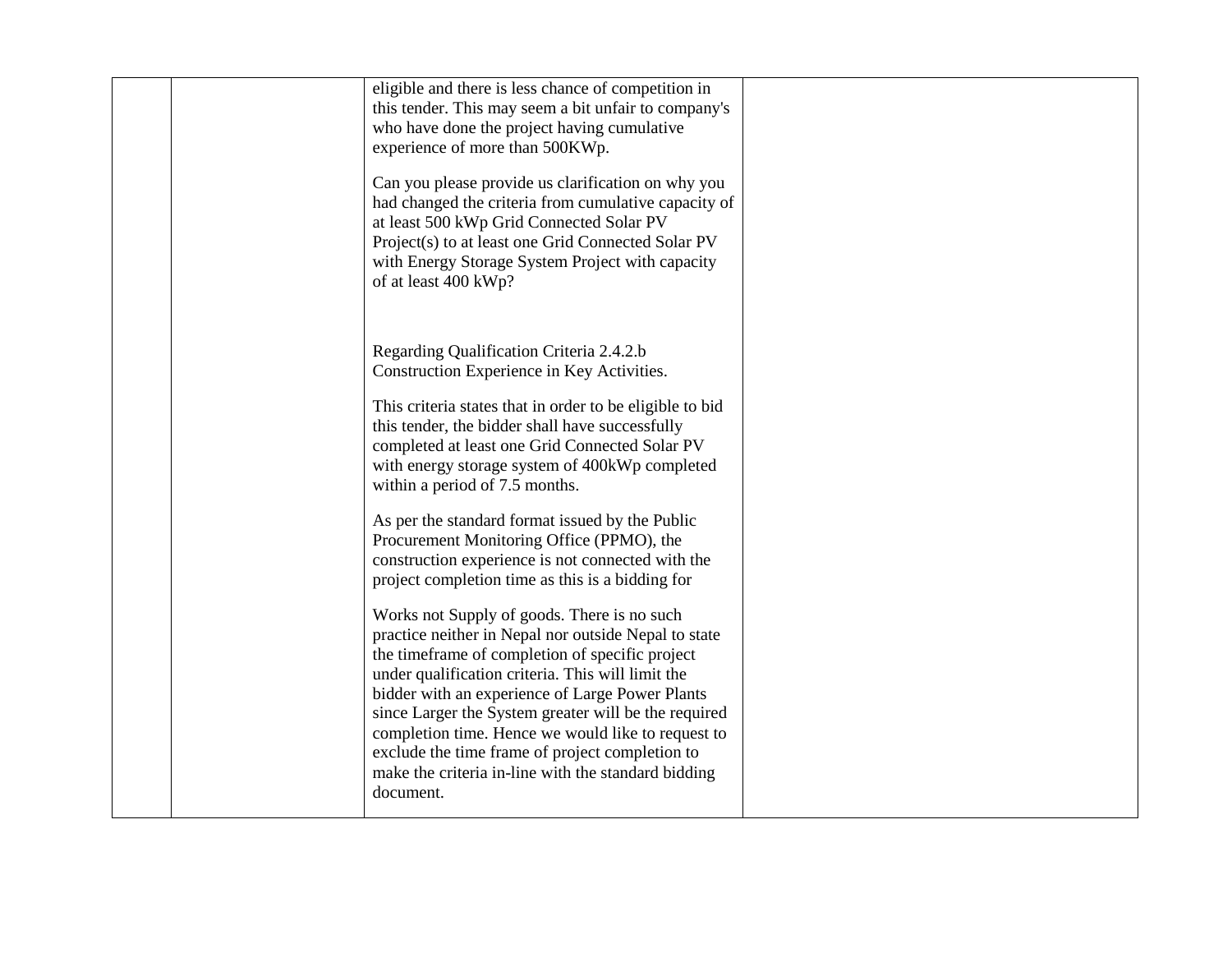| | | | |
|---|---|---|---|
| | | eligible and there is less chance of competition in this tender. This may seem a bit unfair to company's who have done the project having cumulative experience of more than 500KWp.<br><br>Can you please provide us clarification on why you had changed the criteria from cumulative capacity of at least 500 kWp Grid Connected Solar PV Project(s) to at least one Grid Connected Solar PV with Energy Storage System Project with capacity of at least 400 kWp?<br><br>Regarding Qualification Criteria 2.4.2.b Construction Experience in Key Activities.<br><br>This criteria states that in order to be eligible to bid this tender, the bidder shall have successfully completed at least one Grid Connected Solar PV with energy storage system of 400kWp completed within a period of 7.5 months.<br><br>As per the standard format issued by the Public Procurement Monitoring Office (PPMO), the construction experience is not connected with the project completion time as this is a bidding for<br><br>Works not Supply of goods. There is no such practice neither in Nepal nor outside Nepal to state the timeframe of completion of specific project under qualification criteria. This will limit the bidder with an experience of Large Power Plants since Larger the System greater will be the required completion time. Hence we would like to request to exclude the time frame of project completion to make the criteria in-line with the standard bidding document. | |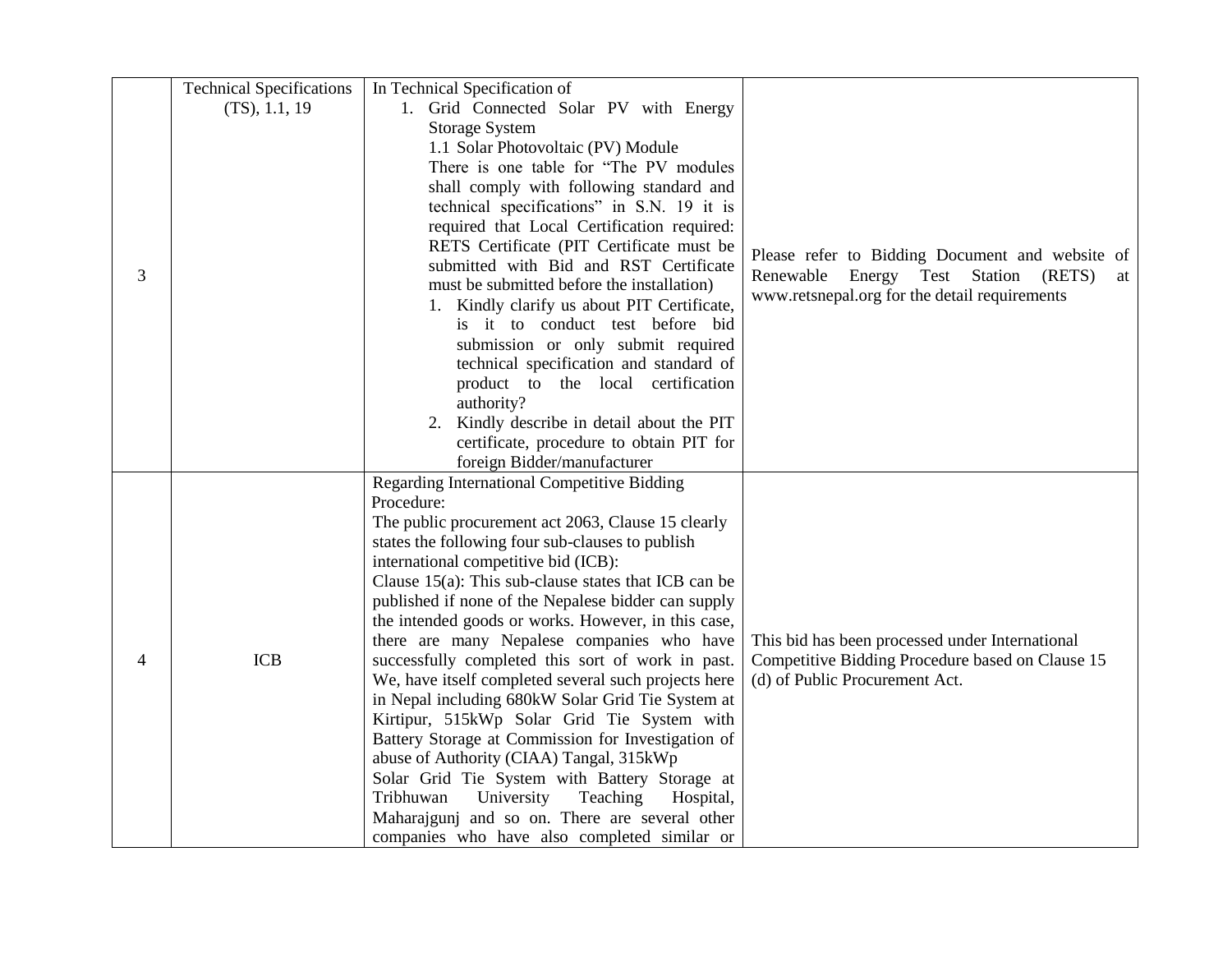| | | | |
|---|---|---|---|
| 3 | Technical Specifications (TS), 1.1, 19 | In Technical Specification of<br>1. Grid Connected Solar PV with Energy Storage System<br>1.1 Solar Photovoltaic (PV) Module<br>There is one table for "The PV modules shall comply with following standard and technical specifications" in S.N. 19 it is required that Local Certification required: RETS Certificate (PIT Certificate must be submitted with Bid and RST Certificate must be submitted before the installation)<br>1. Kindly clarify us about PIT Certificate, is it to conduct test before bid submission or only submit required technical specification and standard of product to the local certification authority?<br>2. Kindly describe in detail about the PIT certificate, procedure to obtain PIT for foreign Bidder/manufacturer | Please refer to Bidding Document and website of Renewable Energy Test Station (RETS) at www.retsnepal.org for the detail requirements |
| 4 | ICB | Regarding International Competitive Bidding Procedure:<br>The public procurement act 2063, Clause 15 clearly states the following four sub-clauses to publish international competitive bid (ICB):<br>Clause 15(a): This sub-clause states that ICB can be published if none of the Nepalese bidder can supply the intended goods or works. However, in this case, there are many Nepalese companies who have successfully completed this sort of work in past. We, have itself completed several such projects here in Nepal including 680kW Solar Grid Tie System at Kirtipur, 515kWp Solar Grid Tie System with Battery Storage at Commission for Investigation of abuse of Authority (CIAA) Tangal, 315kWp Solar Grid Tie System with Battery Storage at Tribhuwan University Teaching Hospital, Maharajgunj and so on. There are several other companies who have also completed similar or | This bid has been processed under International Competitive Bidding Procedure based on Clause 15 (d) of Public Procurement Act. |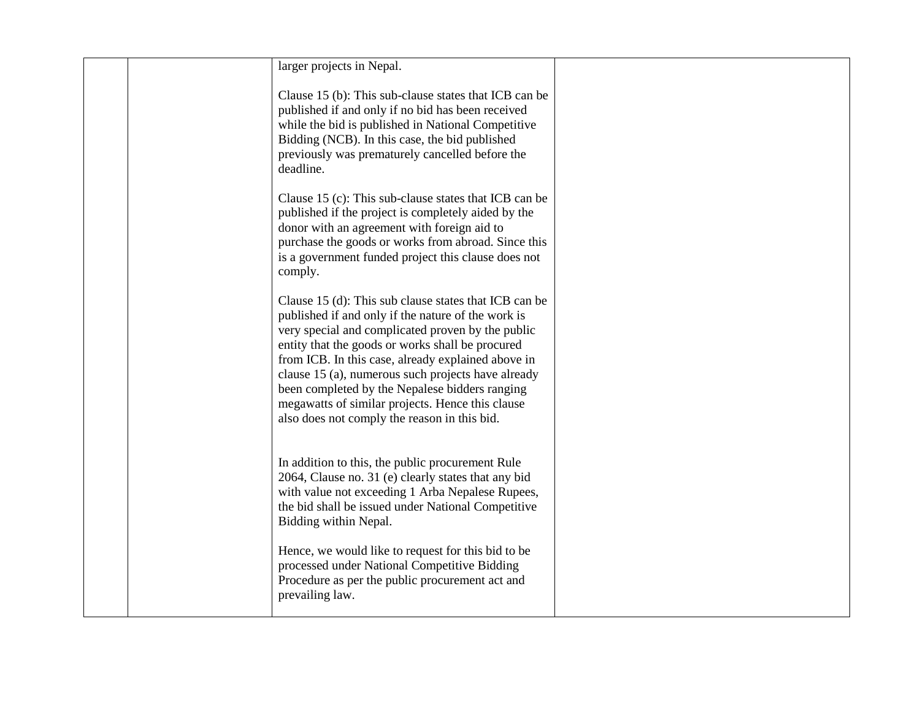|  |  |  |  |
|---|---|---|---|
|  |  | larger projects in Nepal.<br><br>Clause 15 (b): This sub-clause states that ICB can be published if and only if no bid has been received while the bid is published in National Competitive Bidding (NCB). In this case, the bid published previously was prematurely cancelled before the deadline.<br><br>Clause 15 (c): This sub-clause states that ICB can be published if the project is completely aided by the donor with an agreement with foreign aid to purchase the goods or works from abroad. Since this is a government funded project this clause does not comply.<br><br>Clause 15 (d): This sub clause states that ICB can be published if and only if the nature of the work is very special and complicated proven by the public entity that the goods or works shall be procured from ICB. In this case, already explained above in clause 15 (a), numerous such projects have already been completed by the Nepalese bidders ranging megawatts of similar projects. Hence this clause also does not comply the reason in this bid.<br><br>In addition to this, the public procurement Rule 2064, Clause no. 31 (e) clearly states that any bid with value not exceeding 1 Arba Nepalese Rupees, the bid shall be issued under National Competitive Bidding within Nepal.<br><br>Hence, we would like to request for this bid to be processed under National Competitive Bidding Procedure as per the public procurement act and prevailing law. |  |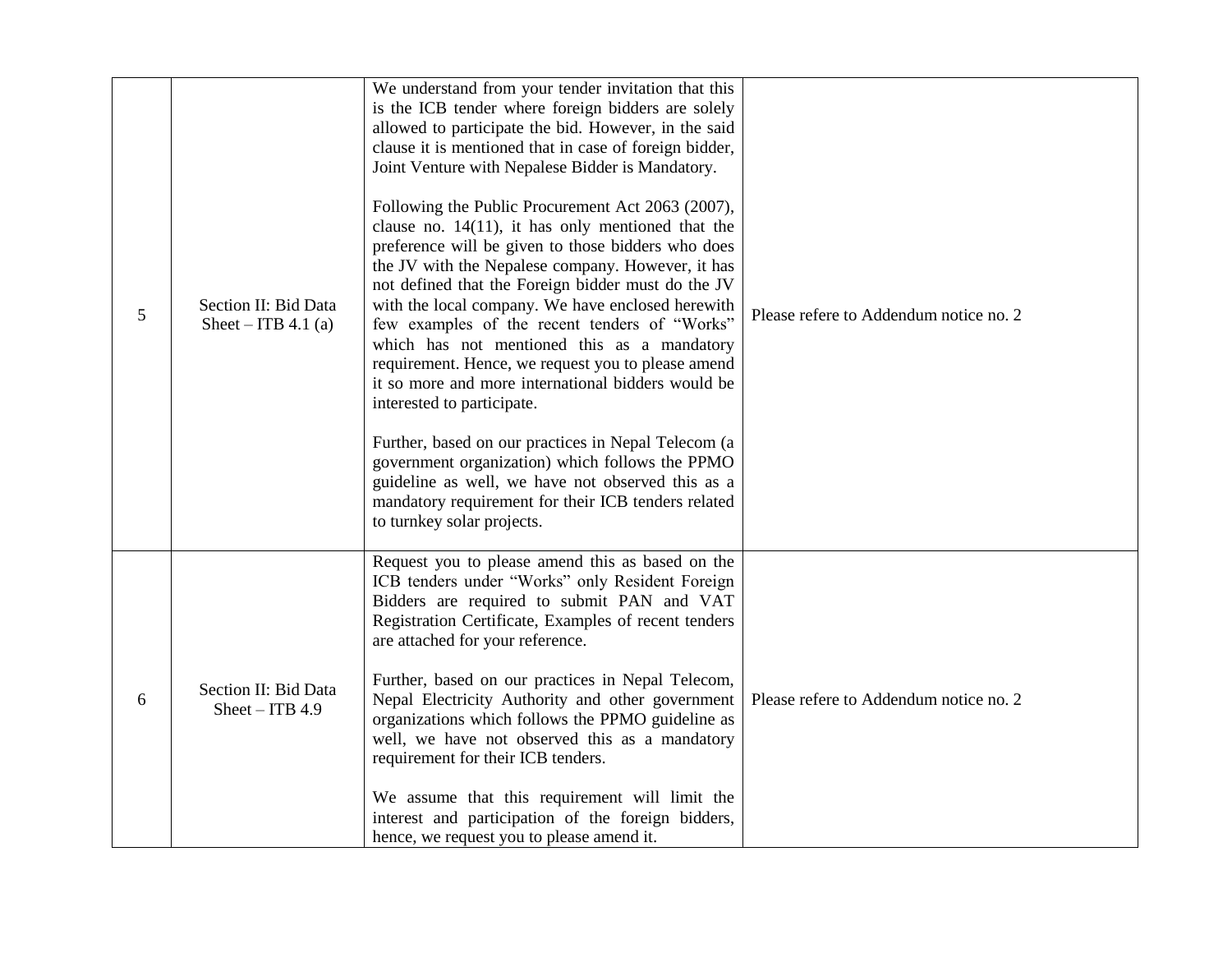| 5 | Section II: Bid Data Sheet – ITB 4.1 (a) | We understand from your tender invitation that this is the ICB tender where foreign bidders are solely allowed to participate the bid. However, in the said clause it is mentioned that in case of foreign bidder, Joint Venture with Nepalese Bidder is Mandatory.<br><br>Following the Public Procurement Act 2063 (2007), clause no. 14(11), it has only mentioned that the preference will be given to those bidders who does the JV with the Nepalese company. However, it has not defined that the Foreign bidder must do the JV with the local company. We have enclosed herewith few examples of the recent tenders of "Works" which has not mentioned this as a mandatory requirement. Hence, we request you to please amend it so more and more international bidders would be interested to participate.<br><br>Further, based on our practices in Nepal Telecom (a government organization) which follows the PPMO guideline as well, we have not observed this as a mandatory requirement for their ICB tenders related to turnkey solar projects. | Please refere to Addendum notice no. 2 |
|---|---|---|---|
| 6 | Section II: Bid Data Sheet – ITB 4.9 | Request you to please amend this as based on the ICB tenders under "Works" only Resident Foreign Bidders are required to submit PAN and VAT Registration Certificate, Examples of recent tenders are attached for your reference.<br><br>Further, based on our practices in Nepal Telecom, Nepal Electricity Authority and other government organizations which follows the PPMO guideline as well, we have not observed this as a mandatory requirement for their ICB tenders.<br><br>We assume that this requirement will limit the interest and participation of the foreign bidders, hence, we request you to please amend it. | Please refere to Addendum notice no. 2 |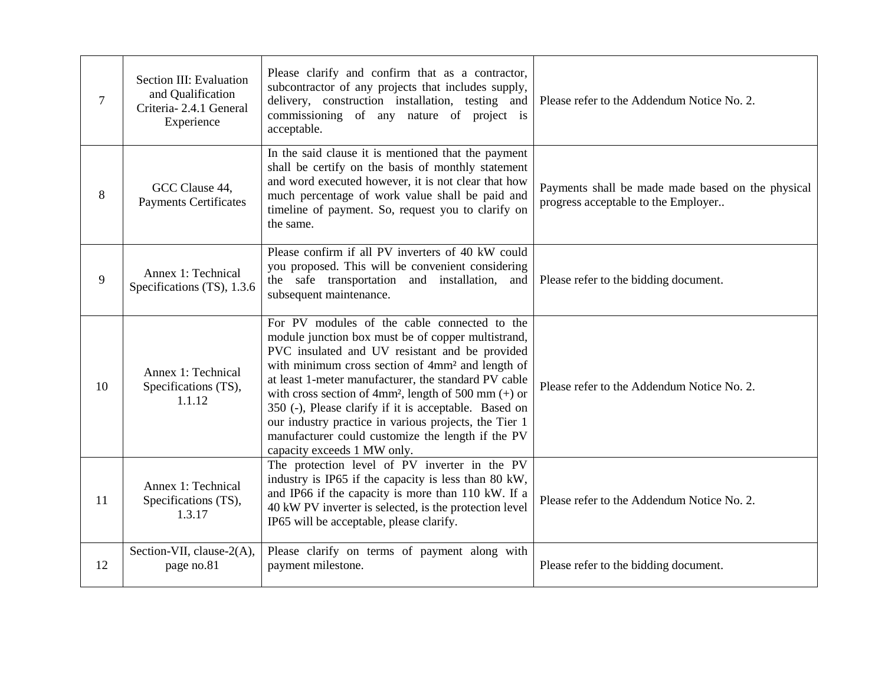| 7 | Section III: Evaluation and Qualification Criteria- 2.4.1 General Experience | Please clarify and confirm that as a contractor, subcontractor of any projects that includes supply, delivery, construction installation, testing and commissioning of any nature of project is acceptable. | Please refer to the Addendum Notice No. 2. |
|---|---|---|---|
| 8 | GCC Clause 44, Payments Certificates | In the said clause it is mentioned that the payment shall be certify on the basis of monthly statement and word executed however, it is not clear that how much percentage of work value shall be paid and timeline of payment. So, request you to clarify on the same. | Payments shall be made made based on the physical progress acceptable to the Employer.. |
| 9 | Annex 1: Technical Specifications (TS), 1.3.6 | Please confirm if all PV inverters of 40 kW could you proposed. This will be convenient considering the safe transportation and installation, and subsequent maintenance. | Please refer to the bidding document. |
| 10 | Annex 1: Technical Specifications (TS), 1.1.12 | For PV modules of the cable connected to the module junction box must be of copper multistrand, PVC insulated and UV resistant and be provided with minimum cross section of 4mm² and length of at least 1-meter manufacturer, the standard PV cable with cross section of 4mm², length of 500 mm (+) or 350 (-), Please clarify if it is acceptable. Based on our industry practice in various projects, the Tier 1 manufacturer could customize the length if the PV capacity exceeds 1 MW only. | Please refer to the Addendum Notice No. 2. |
| 11 | Annex 1: Technical Specifications (TS), 1.3.17 | The protection level of PV inverter in the PV industry is IP65 if the capacity is less than 80 kW, and IP66 if the capacity is more than 110 kW. If a 40 kW PV inverter is selected, is the protection level IP65 will be acceptable, please clarify. | Please refer to the Addendum Notice No. 2. |
| 12 | Section-VII, clause-2(A), page no.81 | Please clarify on terms of payment along with payment milestone. | Please refer to the bidding document. |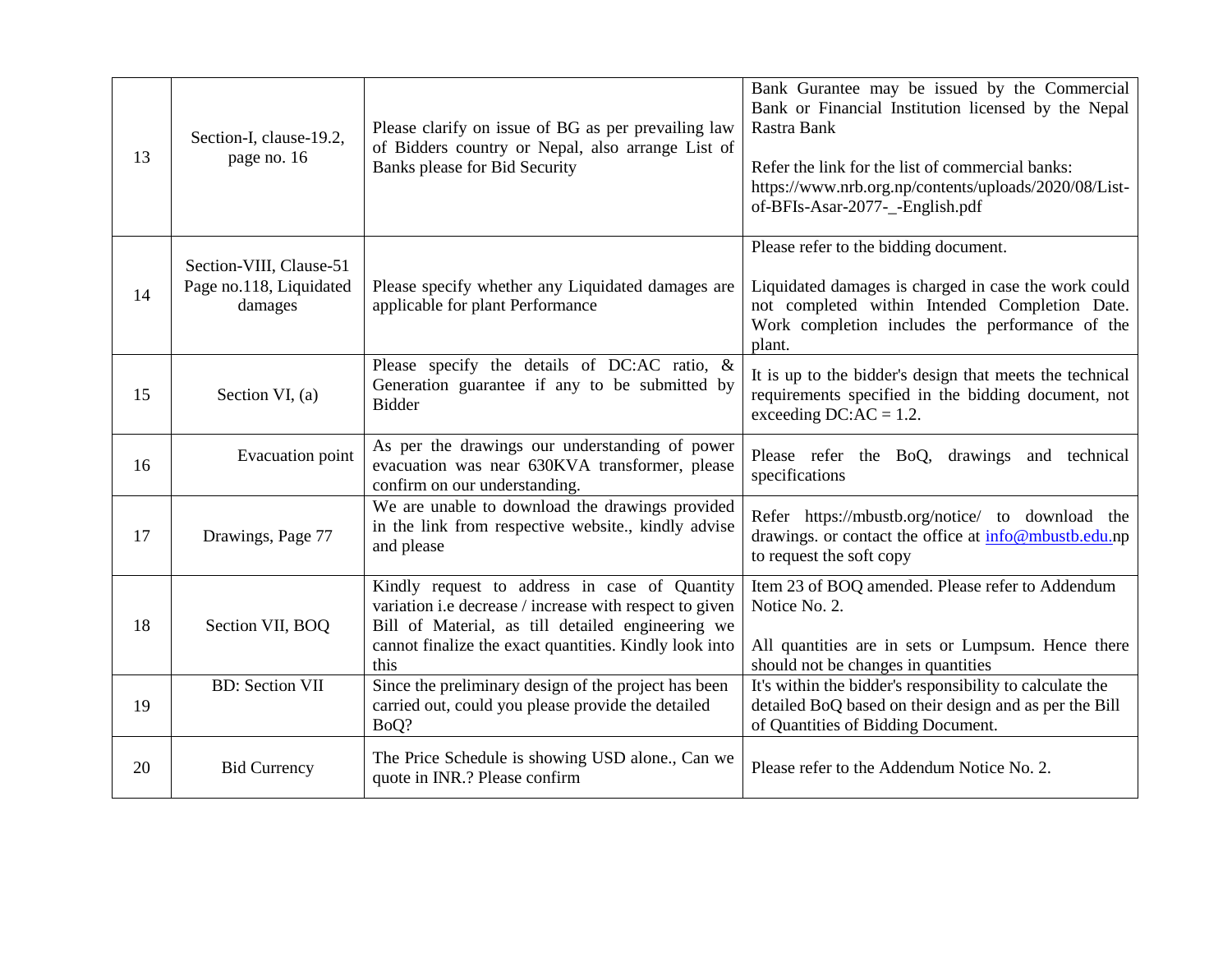| 13 | Section-I, clause-19.2, page no. 16 | Please clarify on issue of BG as per prevailing law of Bidders country or Nepal, also arrange List of Banks please for Bid Security | Bank Gurantee may be issued by the Commercial Bank or Financial Institution licensed by the Nepal Rastra Bank<br><br>Refer the link for the list of commercial banks: https://www.nrb.org.np/contents/uploads/2020/08/List-of-BFIs-Asar-2077-_-English.pdf |
|---|---|---|---|
| 14 | Section-VIII, Clause-51 Page no.118, Liquidated damages | Please specify whether any Liquidated damages are applicable for plant Performance | Please refer to the bidding document.<br><br>Liquidated damages is charged in case the work could not completed within Intended Completion Date. Work completion includes the performance of the plant. |
| 15 | Section VI, (a) | Please specify the details of DC:AC ratio, & Generation guarantee if any to be submitted by Bidder | It is up to the bidder's design that meets the technical requirements specified in the bidding document, not exceeding DC:AC = 1.2. |
| 16 | Evacuation point | As per the drawings our understanding of power evacuation was near 630KVA transformer, please confirm on our understanding. | Please refer the BoQ, drawings and technical specifications |
| 17 | Drawings, Page 77 | We are unable to download the drawings provided in the link from respective website., kindly advise and please | Refer https://mbustb.org/notice/ to download the drawings. or contact the office at info@mbustb.edu.np to request the soft copy |
| 18 | Section VII, BOQ | Kindly request to address in case of Quantity variation i.e decrease / increase with respect to given Bill of Material, as till detailed engineering we cannot finalize the exact quantities. Kindly look into this | Item 23 of BOQ amended. Please refer to Addendum Notice No. 2.<br><br>All quantities are in sets or Lumpsum. Hence there should not be changes in quantities |
| 19 | BD: Section VII | Since the preliminary design of the project has been carried out, could you please provide the detailed BoQ? | It's within the bidder's responsibility to calculate the detailed BoQ based on their design and as per the Bill of Quantities of Bidding Document. |
| 20 | Bid Currency | The Price Schedule is showing USD alone., Can we quote in INR.? Please confirm | Please refer to the Addendum Notice No. 2. |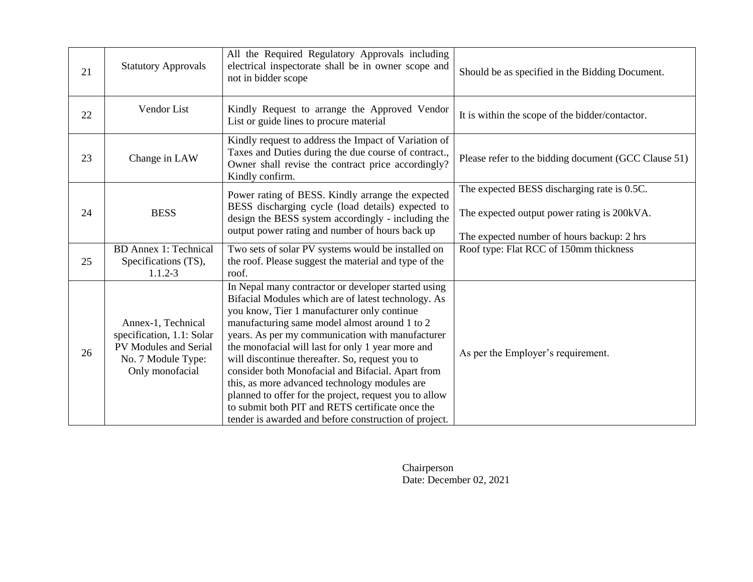| | | | |
|---|---|---|---|
| 21 | Statutory Approvals | All the Required Regulatory Approvals including electrical inspectorate shall be in owner scope and not in bidder scope | Should be as specified in the Bidding Document. |
| 22 | Vendor List | Kindly Request to arrange the Approved Vendor List or guide lines to procure material | It is within the scope of the bidder/contactor. |
| 23 | Change in LAW | Kindly request to address the Impact of Variation of Taxes and Duties during the due course of contract., Owner shall revise the contract price accordingly? Kindly confirm. | Please refer to the bidding document (GCC Clause 51) |
| 24 | BESS | Power rating of BESS. Kindly arrange the expected BESS discharging cycle (load details) expected to design the BESS system accordingly - including the output power rating and number of hours back up | The expected BESS discharging rate is 0.5C.<br><br>The expected output power rating is 200kVA.<br><br>The expected number of hours backup: 2 hrs |
| 25 | BD Annex 1: Technical Specifications (TS), 1.1.2-3 | Two sets of solar PV systems would be installed on the roof. Please suggest the material and type of the roof. | Roof type: Flat RCC of 150mm thickness |
| 26 | Annex-1, Technical specification, 1.1: Solar PV Modules and Serial No. 7 Module Type: Only monofacial | In Nepal many contractor or developer started using Bifacial Modules which are of latest technology. As you know, Tier 1 manufacturer only continue manufacturing same model almost around 1 to 2 years. As per my communication with manufacturer the monofacial will last for only 1 year more and will discontinue thereafter. So, request you to consider both Monofacial and Bifacial. Apart from this, as more advanced technology modules are planned to offer for the project, request you to allow to submit both PIT and RETS certificate once the tender is awarded and before construction of project. | As per the Employer's requirement. |

Chairperson
Date: December 02, 2021